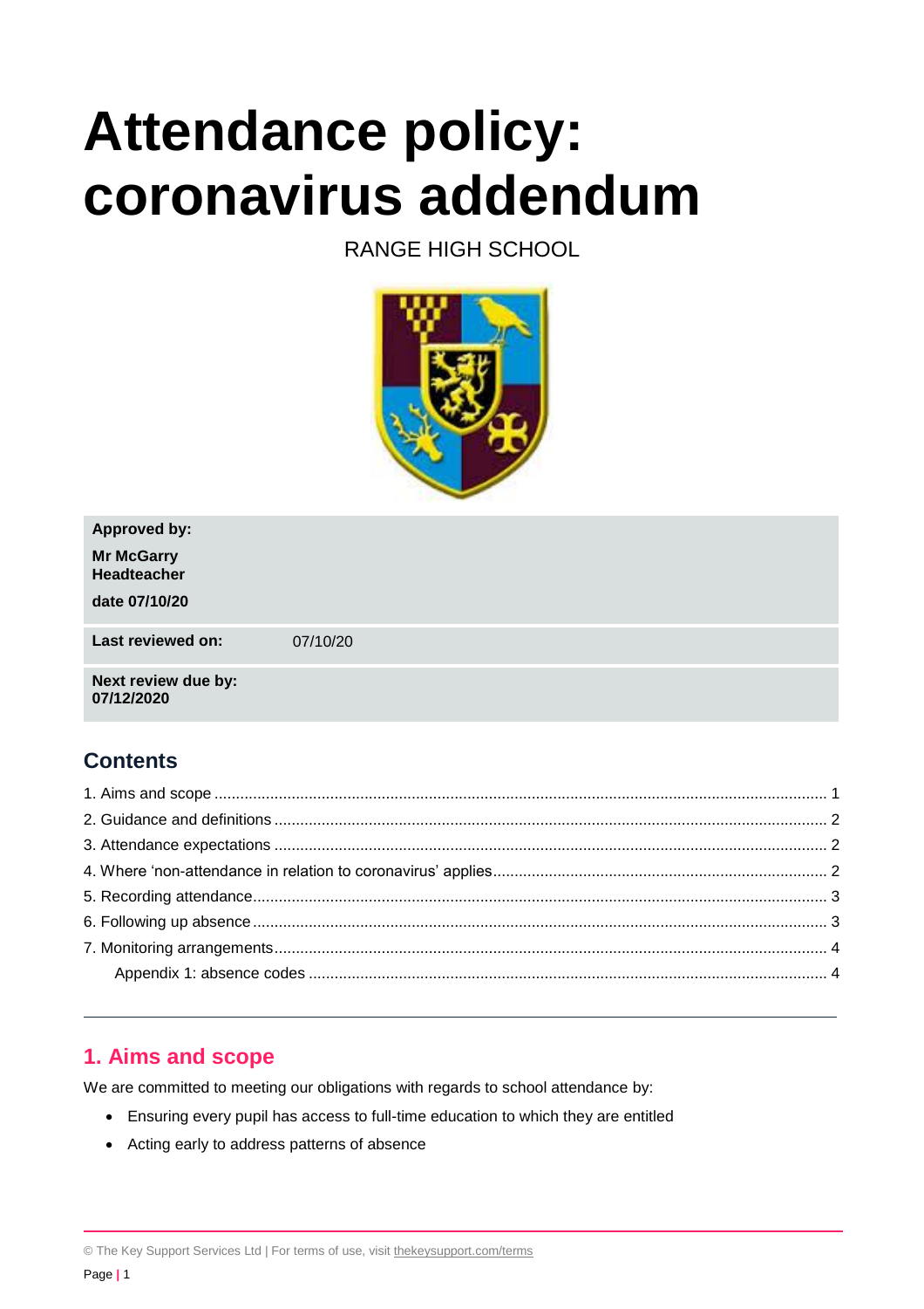# Attendance policy: coronavirus addendum

RANGE HIGH SCHOOL

| | |
|---|---|
| **Approved by:** **Mr McGarry Headteacher** **date 07/10/20** | |
| **Last reviewed on:** | 07/10/20 |
| **Next review due by: 07/12/2020** | |

## Contents

1. Aims and scope ........................................ 1
2. Guidance and definitions ........................................ 2
3. Attendance expectations ........................................ 2
4. Where 'non-attendance in relation to coronavirus' applies ........................................ 2
5. Recording attendance ........................................ 3
6. Following up absence ........................................ 3
7. Monitoring arrangements ........................................ 4
   Appendix 1: absence codes ........................................ 4

---

## 1. Aims and scope

We are committed to meeting our obligations with regards to school attendance by:

- Ensuring every pupil has access to full-time education to which they are entitled
- Acting early to address patterns of absence

© The Key Support Services Ltd | For terms of use, visit thekeysupport.com/terms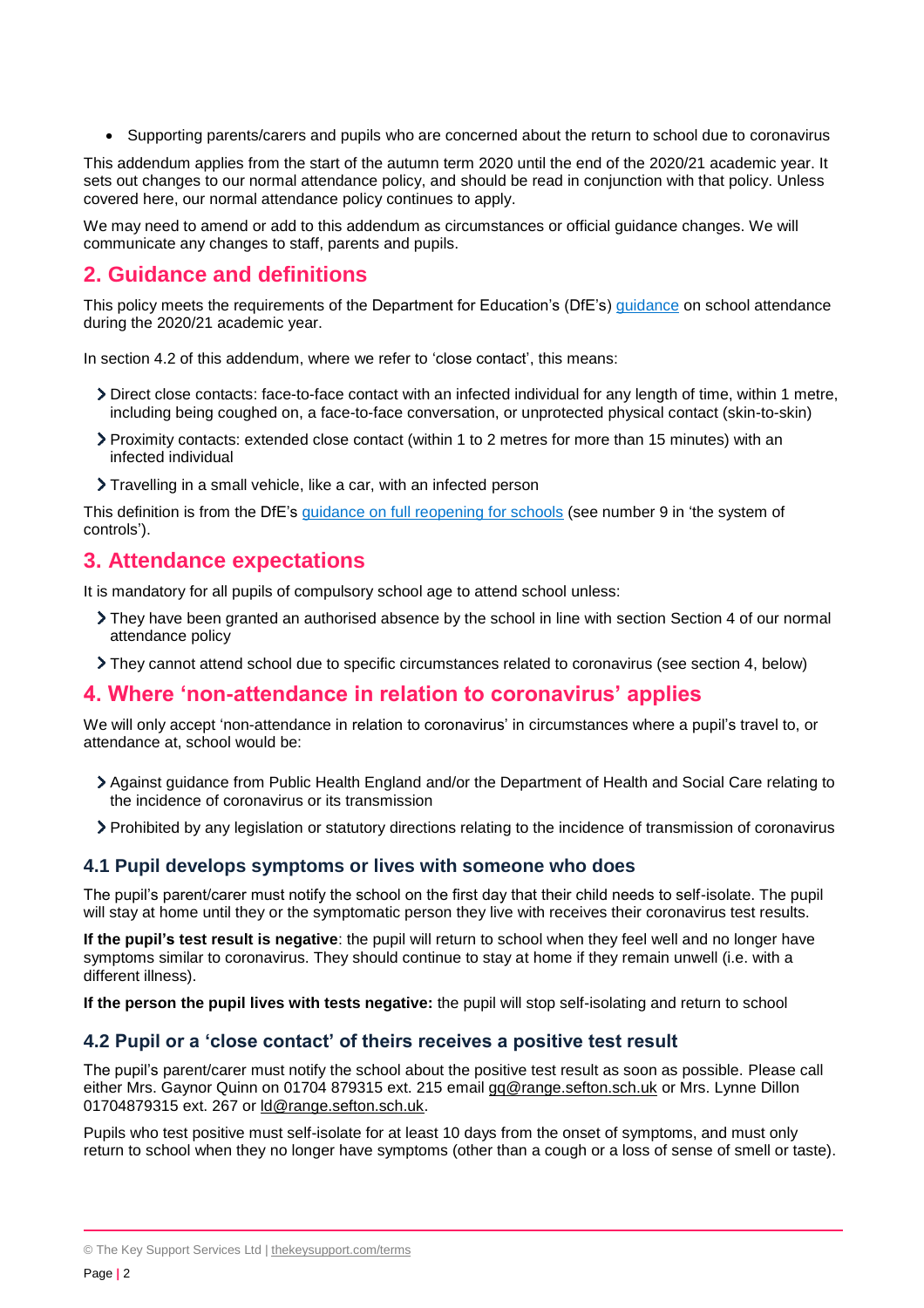- Supporting parents/carers and pupils who are concerned about the return to school due to coronavirus

This addendum applies from the start of the autumn term 2020 until the end of the 2020/21 academic year. It sets out changes to our normal attendance policy, and should be read in conjunction with that policy. Unless covered here, our normal attendance policy continues to apply.

We may need to amend or add to this addendum as circumstances or official guidance changes. We will communicate any changes to staff, parents and pupils.

## 2. Guidance and definitions

This policy meets the requirements of the Department for Education's (DfE's) guidance on school attendance during the 2020/21 academic year.

In section 4.2 of this addendum, where we refer to 'close contact', this means:

- Direct close contacts: face-to-face contact with an infected individual for any length of time, within 1 metre, including being coughed on, a face-to-face conversation, or unprotected physical contact (skin-to-skin)
- Proximity contacts: extended close contact (within 1 to 2 metres for more than 15 minutes) with an infected individual
- Travelling in a small vehicle, like a car, with an infected person

This definition is from the DfE's guidance on full reopening for schools (see number 9 in 'the system of controls').

## 3. Attendance expectations

It is mandatory for all pupils of compulsory school age to attend school unless:

- They have been granted an authorised absence by the school in line with section Section 4 of our normal attendance policy
- They cannot attend school due to specific circumstances related to coronavirus (see section 4, below)

## 4. Where 'non-attendance in relation to coronavirus' applies

We will only accept 'non-attendance in relation to coronavirus' in circumstances where a pupil's travel to, or attendance at, school would be:

- Against guidance from Public Health England and/or the Department of Health and Social Care relating to the incidence of coronavirus or its transmission
- Prohibited by any legislation or statutory directions relating to the incidence of transmission of coronavirus

### 4.1 Pupil develops symptoms or lives with someone who does

The pupil's parent/carer must notify the school on the first day that their child needs to self-isolate. The pupil will stay at home until they or the symptomatic person they live with receives their coronavirus test results.

**If the pupil's test result is negative**: the pupil will return to school when they feel well and no longer have symptoms similar to coronavirus. They should continue to stay at home if they remain unwell (i.e. with a different illness).

**If the person the pupil lives with tests negative:** the pupil will stop self-isolating and return to school

### 4.2 Pupil or a 'close contact' of theirs receives a positive test result

The pupil's parent/carer must notify the school about the positive test result as soon as possible. Please call either Mrs. Gaynor Quinn on 01704 879315 ext. 215 email gq@range.sefton.sch.uk or Mrs. Lynne Dillon 01704879315 ext. 267 or ld@range.sefton.sch.uk.

Pupils who test positive must self-isolate for at least 10 days from the onset of symptoms, and must only return to school when they no longer have symptoms (other than a cough or a loss of sense of smell or taste).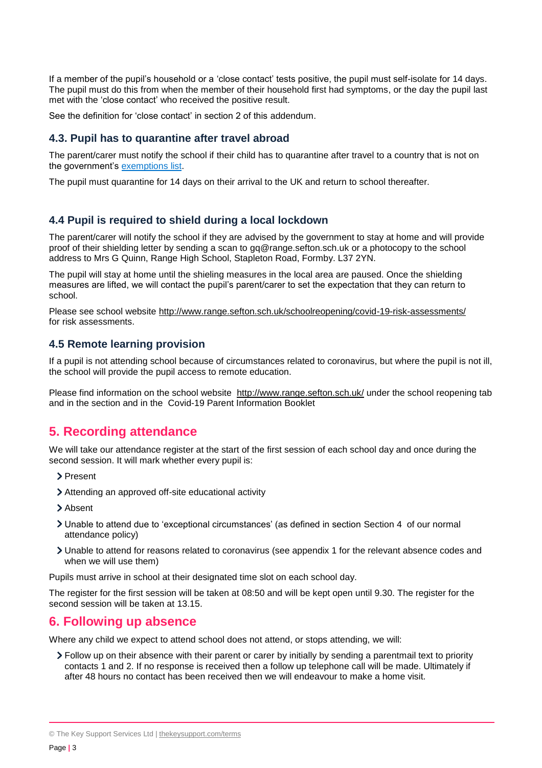If a member of the pupil's household or a 'close contact' tests positive, the pupil must self-isolate for 14 days. The pupil must do this from when the member of their household first had symptoms, or the day the pupil last met with the 'close contact' who received the positive result.

See the definition for 'close contact' in section 2 of this addendum.

### 4.3. Pupil has to quarantine after travel abroad

The parent/carer must notify the school if their child has to quarantine after travel to a country that is not on the government's exemptions list.

The pupil must quarantine for 14 days on their arrival to the UK and return to school thereafter.

### 4.4 Pupil is required to shield during a local lockdown

The parent/carer will notify the school if they are advised by the government to stay at home and will provide proof of their shielding letter by sending a scan to gq@range.sefton.sch.uk or a photocopy to the school address to Mrs G Quinn, Range High School, Stapleton Road, Formby. L37 2YN.

The pupil will stay at home until the shieling measures in the local area are paused. Once the shielding measures are lifted, we will contact the pupil's parent/carer to set the expectation that they can return to school.

Please see school website http://www.range.sefton.sch.uk/schoolreopening/covid-19-risk-assessments/ for risk assessments.

### 4.5 Remote learning provision

If a pupil is not attending school because of circumstances related to coronavirus, but where the pupil is not ill, the school will provide the pupil access to remote education.

Please find information on the school website http://www.range.sefton.sch.uk/ under the school reopening tab and in the section and in the Covid-19 Parent Information Booklet

## 5. Recording attendance

We will take our attendance register at the start of the first session of each school day and once during the second session. It will mark whether every pupil is:

- Present
- Attending an approved off-site educational activity
- Absent
- Unable to attend due to 'exceptional circumstances' (as defined in section Section 4 of our normal attendance policy)
- Unable to attend for reasons related to coronavirus (see appendix 1 for the relevant absence codes and when we will use them)

Pupils must arrive in school at their designated time slot on each school day.

The register for the first session will be taken at 08:50 and will be kept open until 9.30. The register for the second session will be taken at 13.15.

## 6. Following up absence

Where any child we expect to attend school does not attend, or stops attending, we will:

- Follow up on their absence with their parent or carer by initially by sending a parentmail text to priority contacts 1 and 2. If no response is received then a follow up telephone call will be made. Ultimately if after 48 hours no contact has been received then we will endeavour to make a home visit.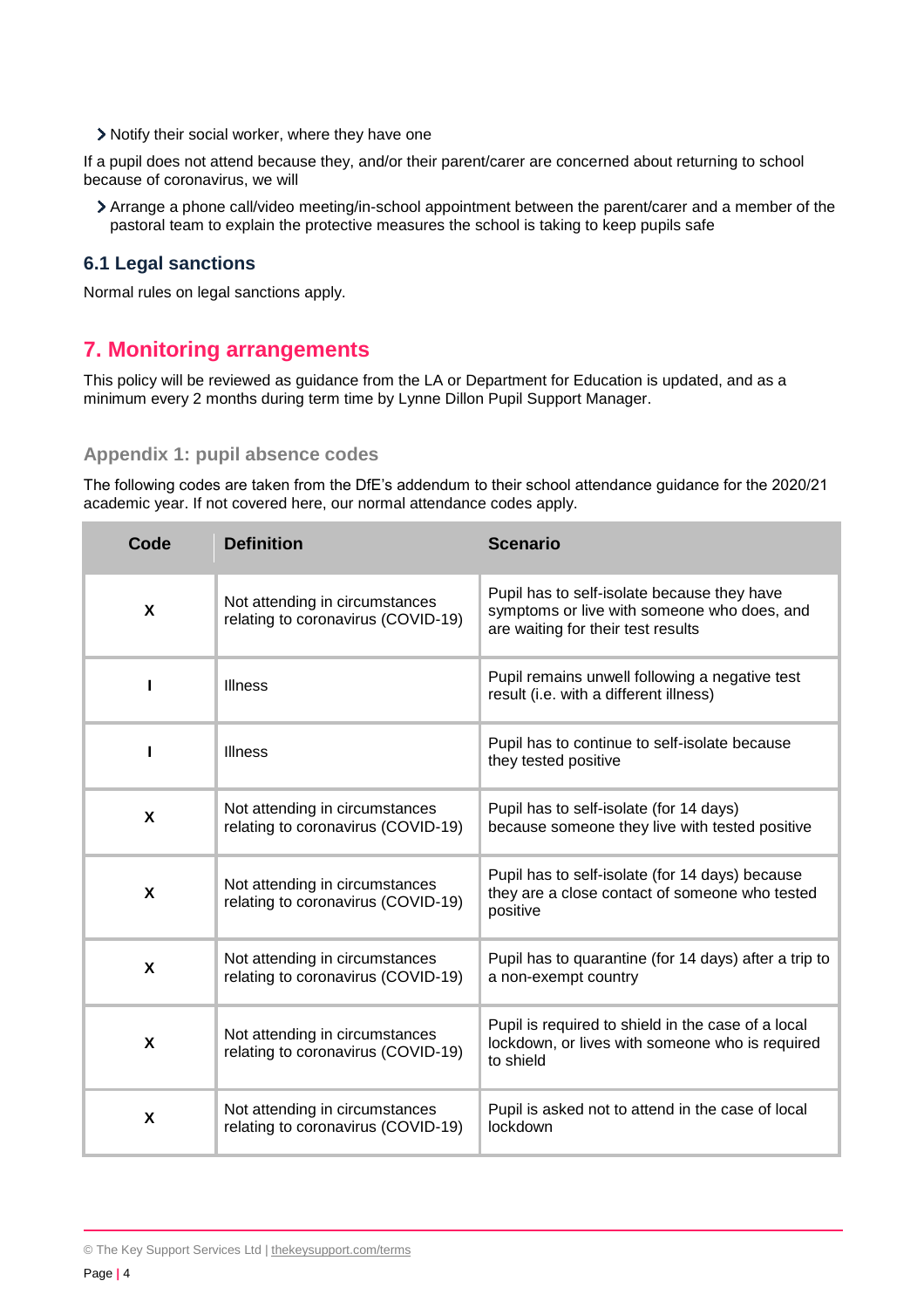- Notify their social worker, where they have one

If a pupil does not attend because they, and/or their parent/carer are concerned about returning to school because of coronavirus, we will

- Arrange a phone call/video meeting/in-school appointment between the parent/carer and a member of the pastoral team to explain the protective measures the school is taking to keep pupils safe

### 6.1 Legal sanctions

Normal rules on legal sanctions apply.

## 7. Monitoring arrangements

This policy will be reviewed as guidance from the LA or Department for Education is updated, and as a minimum every 2 months during term time by Lynne Dillon Pupil Support Manager.

### Appendix 1: pupil absence codes

The following codes are taken from the DfE's addendum to their school attendance guidance for the 2020/21 academic year. If not covered here, our normal attendance codes apply.

| Code | Definition | Scenario |
|---|---|---|
| X | Not attending in circumstances relating to coronavirus (COVID-19) | Pupil has to self-isolate because they have symptoms or live with someone who does, and are waiting for their test results |
| I | Illness | Pupil remains unwell following a negative test result (i.e. with a different illness) |
| I | Illness | Pupil has to continue to self-isolate because they tested positive |
| X | Not attending in circumstances relating to coronavirus (COVID-19) | Pupil has to self-isolate (for 14 days) because someone they live with tested positive |
| X | Not attending in circumstances relating to coronavirus (COVID-19) | Pupil has to self-isolate (for 14 days) because they are a close contact of someone who tested positive |
| X | Not attending in circumstances relating to coronavirus (COVID-19) | Pupil has to quarantine (for 14 days) after a trip to a non-exempt country |
| X | Not attending in circumstances relating to coronavirus (COVID-19) | Pupil is required to shield in the case of a local lockdown, or lives with someone who is required to shield |
| X | Not attending in circumstances relating to coronavirus (COVID-19) | Pupil is asked not to attend in the case of local lockdown |